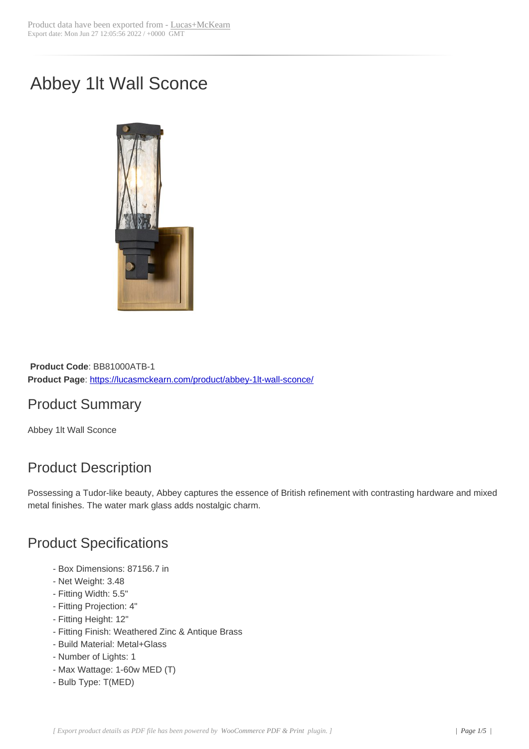Product data have been exported from - Lucas+McKearn
Export date: Mon Jun 27 12:05:56 2022 / +0000 GMT

# Abbey 1lt Wall Sconce

**Product Code**: BB81000ATB-1
**Product Page**: https://lucasmckearn.com/product/abbey-1lt-wall-sconce/

## Product Summary

Abbey 1lt Wall Sconce

## Product Description

Possessing a Tudor-like beauty, Abbey captures the essence of British refinement with contrasting hardware and mixed metal finishes. The water mark glass adds nostalgic charm.

## Product Specifications

- Box Dimensions: 87156.7 in
- Net Weight: 3.48
- Fitting Width: 5.5"
- Fitting Projection: 4"
- Fitting Height: 12"
- Fitting Finish: Weathered Zinc & Antique Brass
- Build Material: Metal+Glass
- Number of Lights: 1
- Max Wattage: 1-60w MED (T)
- Bulb Type: T(MED)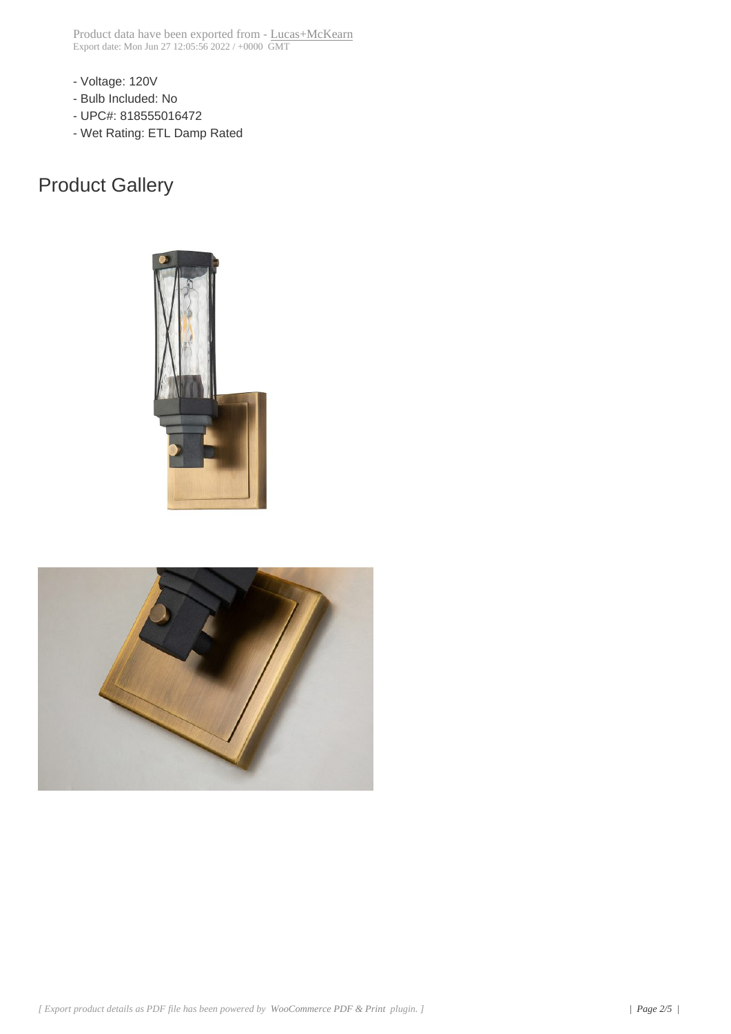Product data have been exported from - Lucas+McKearn
Export date: Mon Jun 27 12:05:56 2022 / +0000 GMT

- Voltage: 120V
- Bulb Included: No
- UPC#: 818555016472
- Wet Rating: ETL Damp Rated

## Product Gallery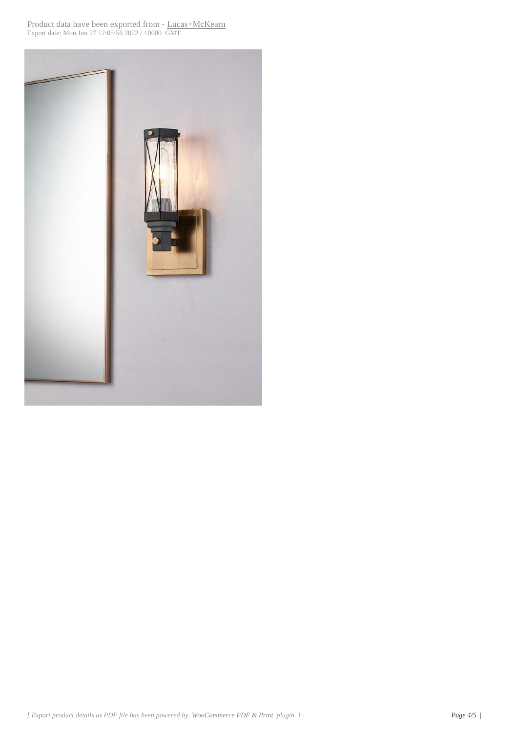Product data have been exported from - Lucas+McKearn
Export date: Mon Jun 27 12:05:56 2022 / +0000 GMT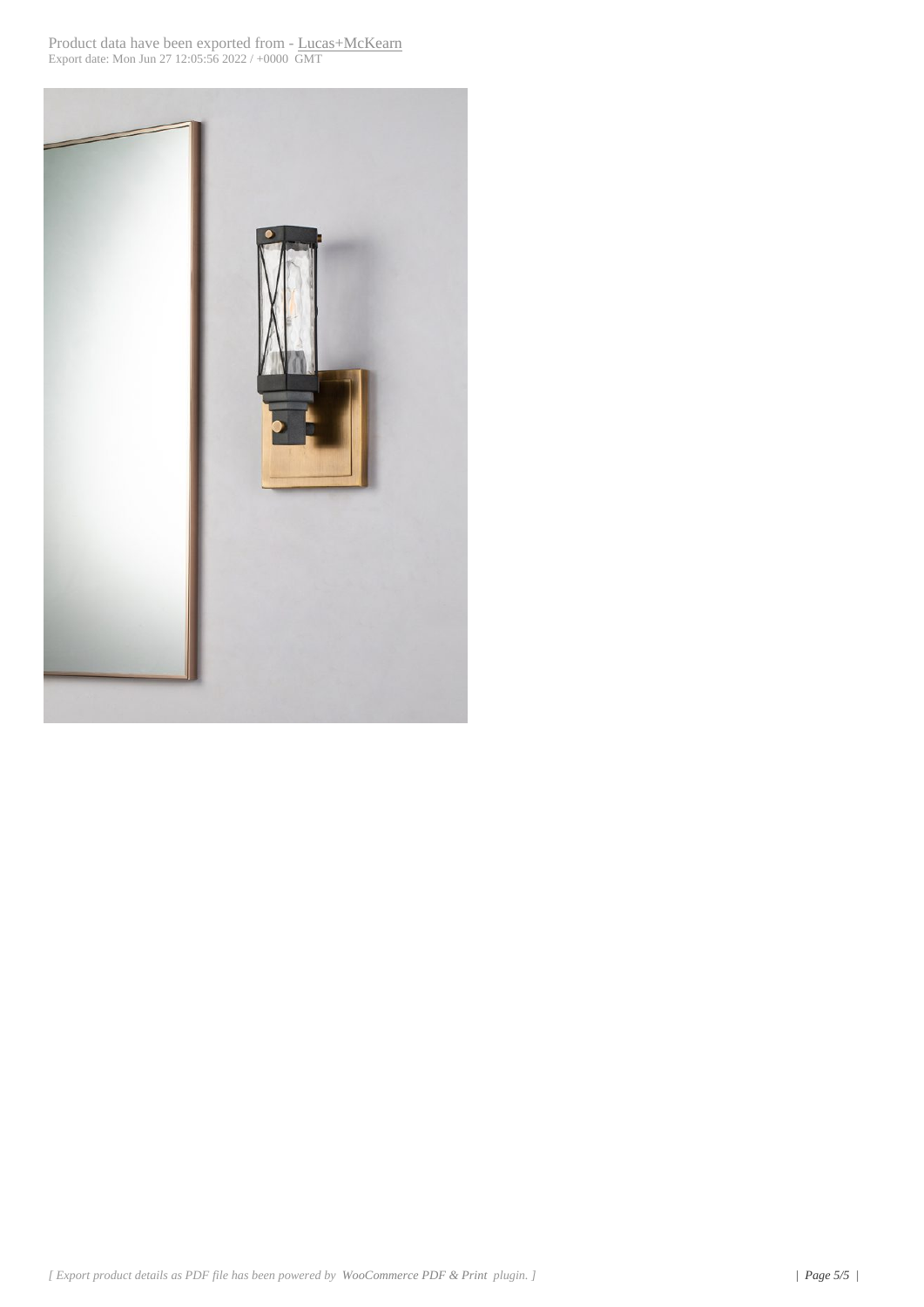Product data have been exported from - Lucas+McKearn
Export date: Mon Jun 27 12:05:56 2022 / +0000 GMT

*[ Export product details as PDF file has been powered by WooCommerce PDF & Print plugin. ]*